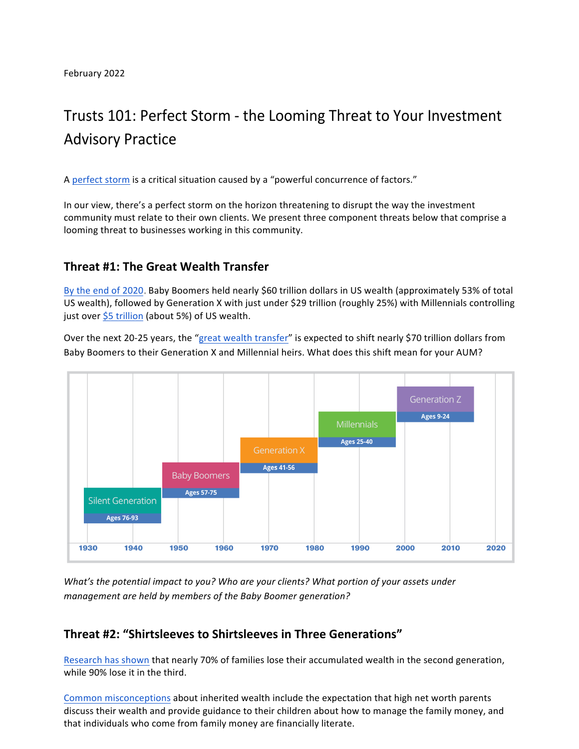February 2022

# Trusts 101: Perfect Storm - the Looming Threat to Your Investment Advisory Practice

A perfect storm is a critical situation caused by a "powerful concurrence of factors."

In our view, there's a perfect storm on the horizon threatening to disrupt the way the investment community must relate to their own clients. We present three component threats below that comprise a looming threat to businesses working in this community.

## Threat #1: The Great Wealth Transfer

By the end of 2020, Baby Boomers held nearly $60 trillion dollars in US wealth (approximately 53% of total US wealth), followed by Generation X with just under $29 trillion (roughly 25%) with Millennials controlling just over $5 trillion (about 5%) of US wealth.

Over the next 20-25 years, the "great wealth transfer" is expected to shift nearly $70 trillion dollars from Baby Boomers to their Generation X and Millennial heirs. What does this shift mean for your AUM?

| Generation | Ages |
|---|---|
| Silent Generation | Ages 76-93 |
| Baby Boomers | Ages 57-75 |
| Generation X | Ages 41-56 |
| Millennials | Ages 25-40 |
| Generation Z | Ages 9-24 |

*What's the potential impact to you? Who are your clients? What portion of your assets under management are held by members of the Baby Boomer generation?*

## Threat #2: "Shirtsleeves to Shirtsleeves in Three Generations"

Research has shown that nearly 70% of families lose their accumulated wealth in the second generation, while 90% lose it in the third.

Common misconceptions about inherited wealth include the expectation that high net worth parents discuss their wealth and provide guidance to their children about how to manage the family money, and that individuals who come from family money are financially literate.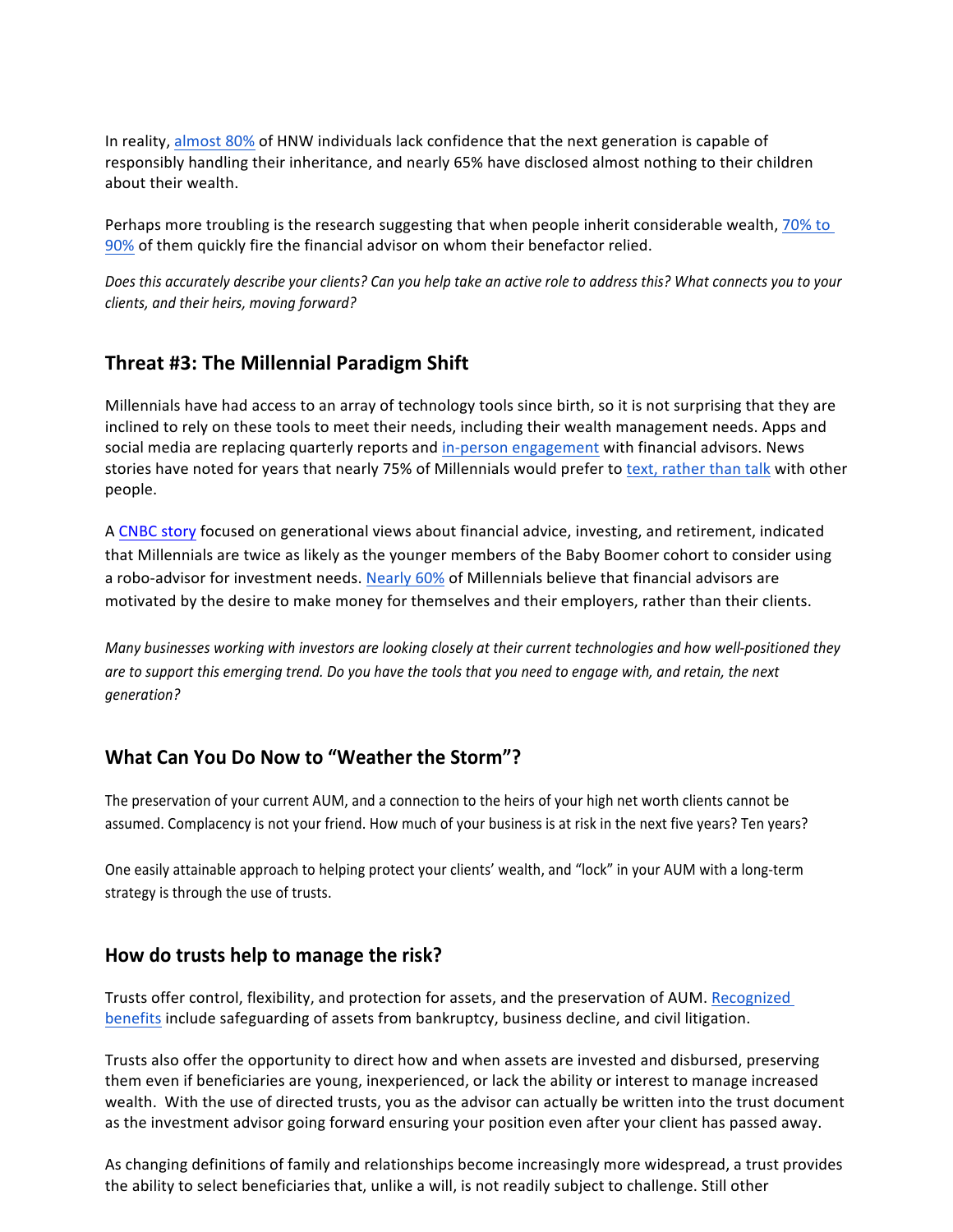In reality, [almost 80%] of HNW individuals lack confidence that the next generation is capable of responsibly handling their inheritance, and nearly 65% have disclosed almost nothing to their children about their wealth.

Perhaps more troubling is the research suggesting that when people inherit considerable wealth, [70% to 90%] of them quickly fire the financial advisor on whom their benefactor relied.

*Does this accurately describe your clients? Can you help take an active role to address this? What connects you to your clients, and their heirs, moving forward?*

## Threat #3: The Millennial Paradigm Shift

Millennials have had access to an array of technology tools since birth, so it is not surprising that they are inclined to rely on these tools to meet their needs, including their wealth management needs. Apps and social media are replacing quarterly reports and [in-person engagement] with financial advisors. News stories have noted for years that nearly 75% of Millennials would prefer to [text, rather than talk] with other people.

A [CNBC story] focused on generational views about financial advice, investing, and retirement, indicated that Millennials are twice as likely as the younger members of the Baby Boomer cohort to consider using a robo-advisor for investment needs. [Nearly 60%] of Millennials believe that financial advisors are motivated by the desire to make money for themselves and their employers, rather than their clients.

*Many businesses working with investors are looking closely at their current technologies and how well-positioned they are to support this emerging trend. Do you have the tools that you need to engage with, and retain, the next generation?*

## What Can You Do Now to "Weather the Storm"?

The preservation of your current AUM, and a connection to the heirs of your high net worth clients cannot be assumed. Complacency is not your friend. How much of your business is at risk in the next five years? Ten years?

One easily attainable approach to helping protect your clients' wealth, and "lock" in your AUM with a long-term strategy is through the use of trusts.

## How do trusts help to manage the risk?

Trusts offer control, flexibility, and protection for assets, and the preservation of AUM. [Recognized benefits] include safeguarding of assets from bankruptcy, business decline, and civil litigation.

Trusts also offer the opportunity to direct how and when assets are invested and disbursed, preserving them even if beneficiaries are young, inexperienced, or lack the ability or interest to manage increased wealth. With the use of directed trusts, you as the advisor can actually be written into the trust document as the investment advisor going forward ensuring your position even after your client has passed away.

As changing definitions of family and relationships become increasingly more widespread, a trust provides the ability to select beneficiaries that, unlike a will, is not readily subject to challenge. Still other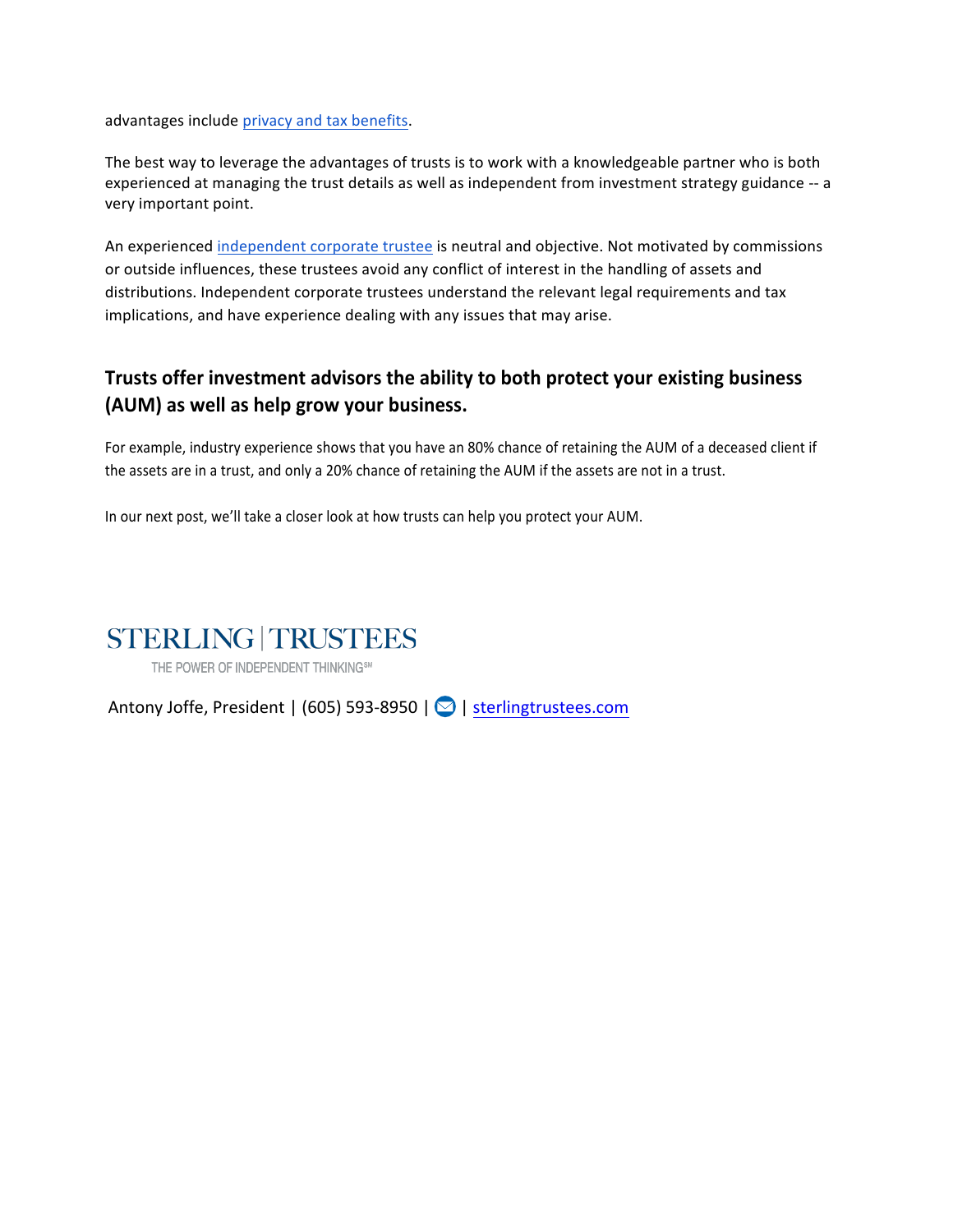advantages include privacy and tax benefits.

The best way to leverage the advantages of trusts is to work with a knowledgeable partner who is both experienced at managing the trust details as well as independent from investment strategy guidance -- a very important point.

An experienced independent corporate trustee is neutral and objective. Not motivated by commissions or outside influences, these trustees avoid any conflict of interest in the handling of assets and distributions. Independent corporate trustees understand the relevant legal requirements and tax implications, and have experience dealing with any issues that may arise.

## Trusts offer investment advisors the ability to both protect your existing business (AUM) as well as help grow your business.

For example, industry experience shows that you have an 80% chance of retaining the AUM of a deceased client if the assets are in a trust, and only a 20% chance of retaining the AUM if the assets are not in a trust.

In our next post, we'll take a closer look at how trusts can help you protect your AUM.

STERLING | TRUSTEES

THE POWER OF INDEPENDENT THINKING℠

Antony Joffe, President | (605) 593-8950 | | sterlingtrustees.com